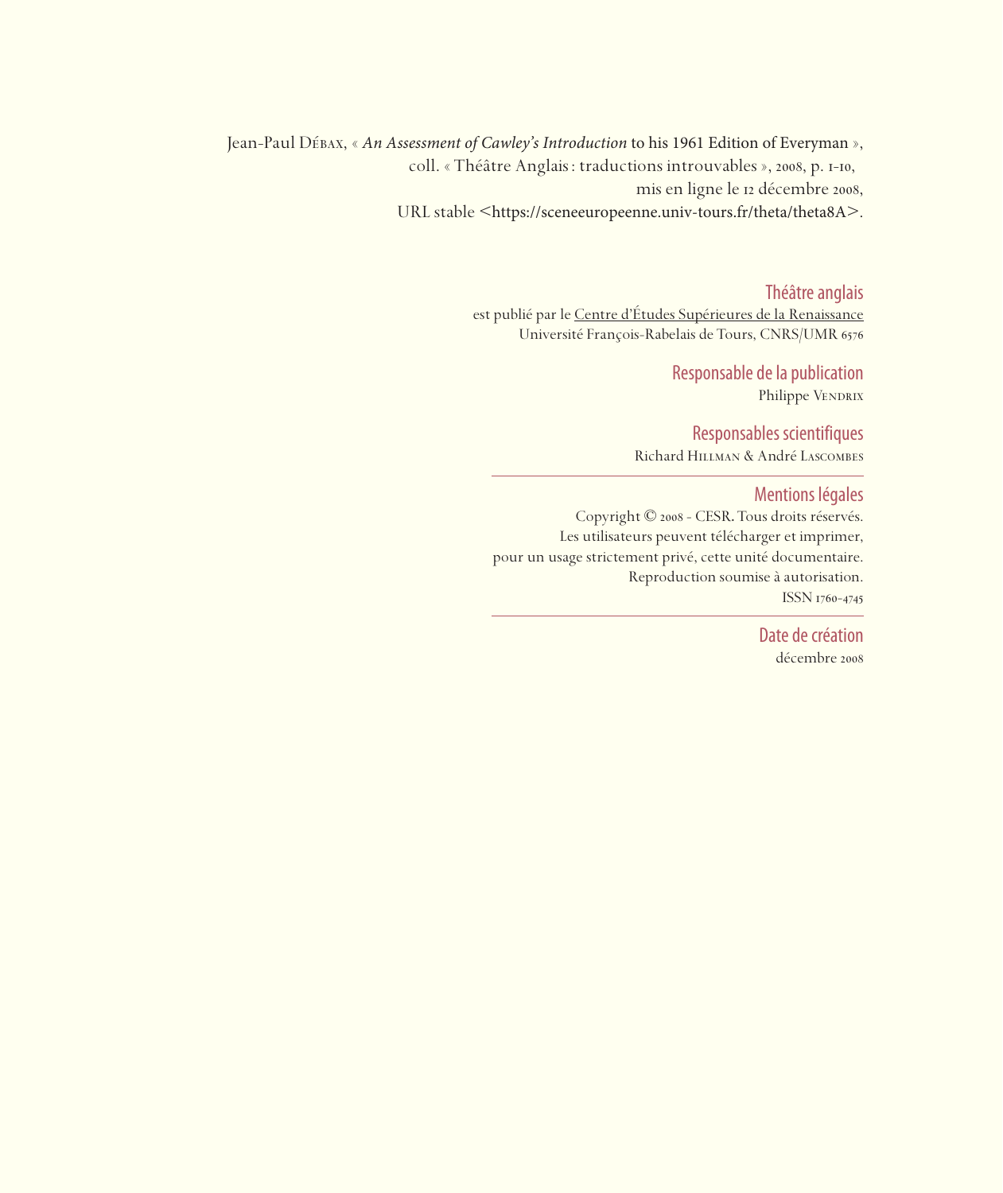Jean-Paul Débax, « *An Assessment of Cawley's Introduction* to his 1961 Edition of Everyman », coll. « Théâtre Anglais : traductions introuvables », 2008, p. 1-10, mis en ligne le 12 décembre 2008, URL stable <https://sceneeuropeenne.univ-tours.fr/theta/theta8A>.

## Théâtre anglais

est publié par le Centre d'Études Supérieures de la Renaissance
Université François-Rabelais de Tours, CNRS/UMR 6576

## Responsable de la publication

Philippe Vendrix

## Responsables scientifiques

Richard Hillman & André Lascombes

---

## Mentions légales

Copyright © 2008 - CESR. Tous droits réservés.
Les utilisateurs peuvent télécharger et imprimer,
pour un usage strictement privé, cette unité documentaire.
Reproduction soumise à autorisation.
ISSN 1760-4745

---

## Date de création

décembre 2008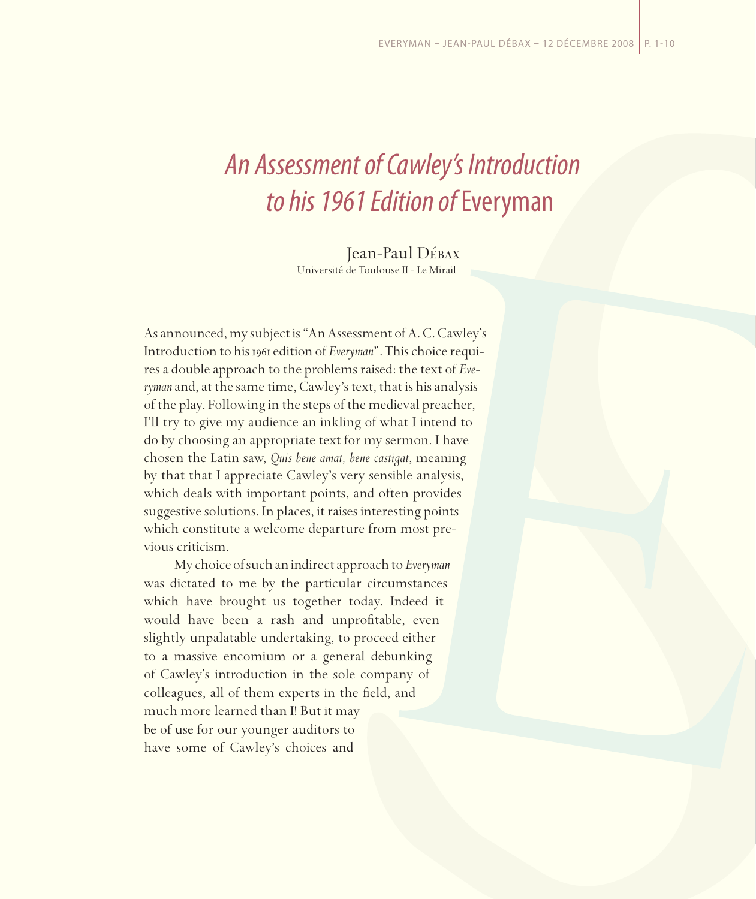# *An Assessment of Cawley's Introduction to his 1961 Edition of* Everyman

Jean-Paul Débax
Université de Toulouse II - Le Mirail

As announced, my subject is "An Assessment of A. C. Cawley's Introduction to his 1961 edition of *Everyman*". This choice requires a double approach to the problems raised: the text of *Everyman* and, at the same time, Cawley's text, that is his analysis of the play. Following in the steps of the medieval preacher, I'll try to give my audience an inkling of what I intend to do by choosing an appropriate text for my sermon. I have chosen the Latin saw, *Quis bene amat, bene castigat*, meaning by that that I appreciate Cawley's very sensible analysis, which deals with important points, and often provides suggestive solutions. In places, it raises interesting points which constitute a welcome departure from most previous criticism.

My choice of such an indirect approach to *Everyman* was dictated to me by the particular circumstances which have brought us together today. Indeed it would have been a rash and unprofitable, even slightly unpalatable undertaking, to proceed either to a massive encomium or a general debunking of Cawley's introduction in the sole company of colleagues, all of them experts in the field, and much more learned than I! But it may be of use for our younger auditors to have some of Cawley's choices and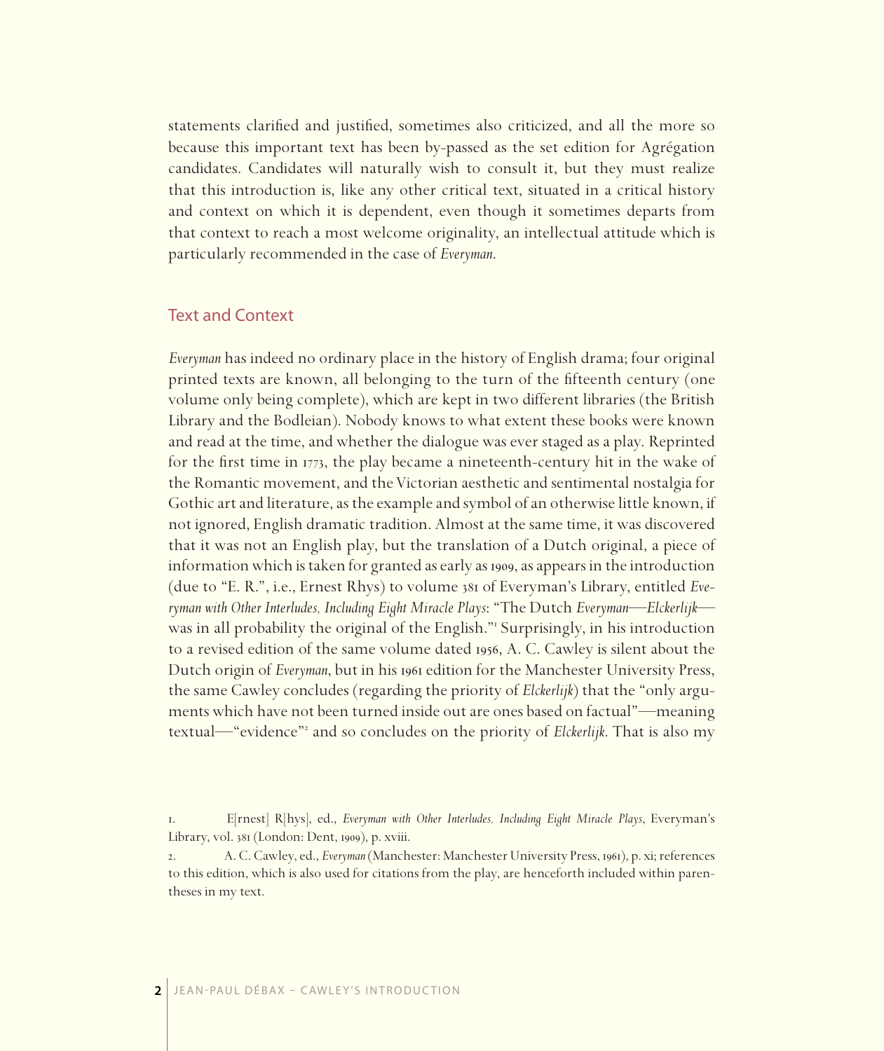statements clarified and justified, sometimes also criticized, and all the more so because this important text has been by-passed as the set edition for Agrégation candidates. Candidates will naturally wish to consult it, but they must realize that this introduction is, like any other critical text, situated in a critical history and context on which it is dependent, even though it sometimes departs from that context to reach a most welcome originality, an intellectual attitude which is particularly recommended in the case of *Everyman*.

## Text and Context

*Everyman* has indeed no ordinary place in the history of English drama; four original printed texts are known, all belonging to the turn of the fifteenth century (one volume only being complete), which are kept in two different libraries (the British Library and the Bodleian). Nobody knows to what extent these books were known and read at the time, and whether the dialogue was ever staged as a play. Reprinted for the first time in 1773, the play became a nineteenth-century hit in the wake of the Romantic movement, and the Victorian aesthetic and sentimental nostalgia for Gothic art and literature, as the example and symbol of an otherwise little known, if not ignored, English dramatic tradition. Almost at the same time, it was discovered that it was not an English play, but the translation of a Dutch original, a piece of information which is taken for granted as early as 1909, as appears in the introduction (due to "E. R.", i.e., Ernest Rhys) to volume 381 of Everyman's Library, entitled *Everyman with Other Interludes, Including Eight Miracle Plays*: "The Dutch *Everyman*—*Elckerlijk*—was in all probability the original of the English."[1] Surprisingly, in his introduction to a revised edition of the same volume dated 1956, A. C. Cawley is silent about the Dutch origin of *Everyman*, but in his 1961 edition for the Manchester University Press, the same Cawley concludes (regarding the priority of *Elckerlijk*) that the "only arguments which have not been turned inside out are ones based on factual"—meaning textual—"evidence"[2] and so concludes on the priority of *Elckerlijk*. That is also my

1. E[rnest] R[hys], ed., *Everyman with Other Interludes, Including Eight Miracle Plays*, Everyman's Library, vol. 381 (London: Dent, 1909), p. xviii.

2. A. C. Cawley, ed., *Everyman* (Manchester: Manchester University Press, 1961), p. xi; references to this edition, which is also used for citations from the play, are henceforth included within parentheses in my text.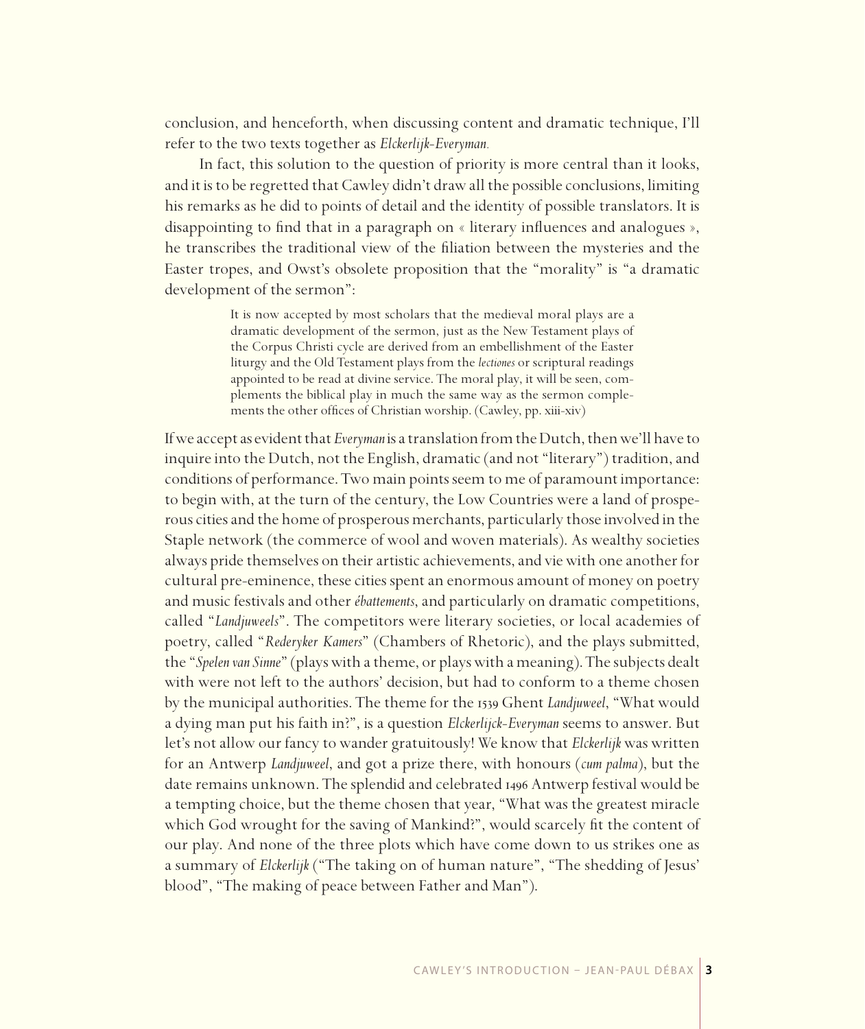conclusion, and henceforth, when discussing content and dramatic technique, I'll refer to the two texts together as *Elckerlijk-Everyman.*

In fact, this solution to the question of priority is more central than it looks, and it is to be regretted that Cawley didn't draw all the possible conclusions, limiting his remarks as he did to points of detail and the identity of possible translators. It is disappointing to find that in a paragraph on « literary influences and analogues », he transcribes the traditional view of the filiation between the mysteries and the Easter tropes, and Owst's obsolete proposition that the "morality" is "a dramatic development of the sermon":

> It is now accepted by most scholars that the medieval moral plays are a dramatic development of the sermon, just as the New Testament plays of the Corpus Christi cycle are derived from an embellishment of the Easter liturgy and the Old Testament plays from the *lectiones* or scriptural readings appointed to be read at divine service. The moral play, it will be seen, complements the biblical play in much the same way as the sermon complements the other offices of Christian worship. (Cawley, pp. xiii-xiv)

If we accept as evident that *Everyman* is a translation from the Dutch, then we'll have to inquire into the Dutch, not the English, dramatic (and not "literary") tradition, and conditions of performance. Two main points seem to me of paramount importance: to begin with, at the turn of the century, the Low Countries were a land of prosperous cities and the home of prosperous merchants, particularly those involved in the Staple network (the commerce of wool and woven materials). As wealthy societies always pride themselves on their artistic achievements, and vie with one another for cultural pre-eminence, these cities spent an enormous amount of money on poetry and music festivals and other *ébattements*, and particularly on dramatic competitions, called "*Landjuweels*". The competitors were literary societies, or local academies of poetry, called "*Rederyker Kamers*" (Chambers of Rhetoric), and the plays submitted, the "*Spelen van Sinne*" (plays with a theme, or plays with a meaning). The subjects dealt with were not left to the authors' decision, but had to conform to a theme chosen by the municipal authorities. The theme for the 1539 Ghent *Landjuweel*, "What would a dying man put his faith in?", is a question *Elckerlijck-Everyman* seems to answer. But let's not allow our fancy to wander gratuitously! We know that *Elckerlijk* was written for an Antwerp *Landjuweel*, and got a prize there, with honours (*cum palma*), but the date remains unknown. The splendid and celebrated 1496 Antwerp festival would be a tempting choice, but the theme chosen that year, "What was the greatest miracle which God wrought for the saving of Mankind?", would scarcely fit the content of our play. And none of the three plots which have come down to us strikes one as a summary of *Elckerlijk* ("The taking on of human nature", "The shedding of Jesus' blood", "The making of peace between Father and Man").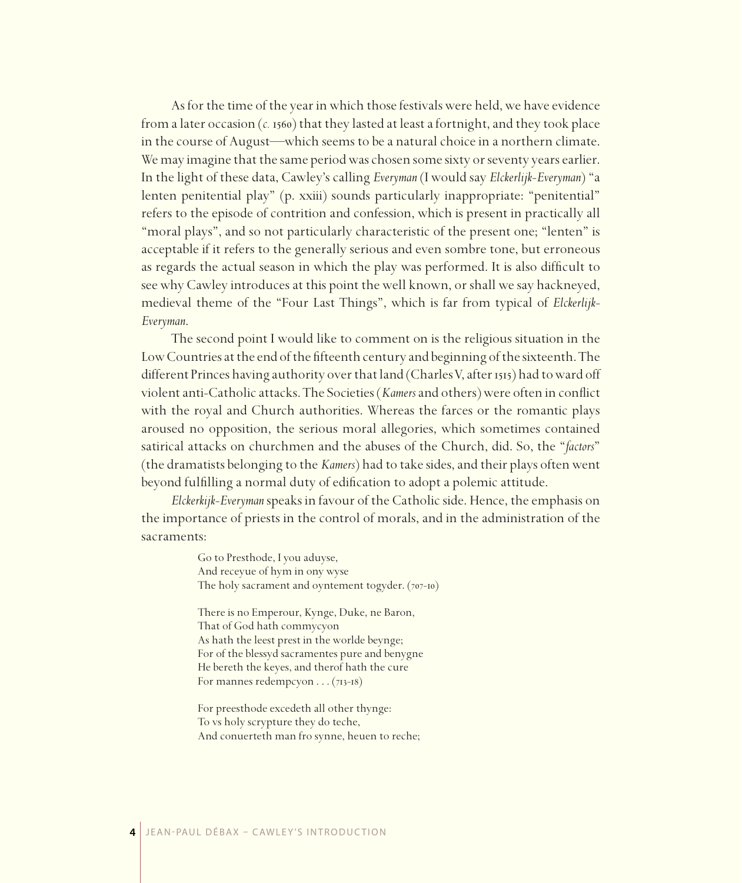As for the time of the year in which those festivals were held, we have evidence from a later occasion (*c.* 1560) that they lasted at least a fortnight, and they took place in the course of August—which seems to be a natural choice in a northern climate. We may imagine that the same period was chosen some sixty or seventy years earlier. In the light of these data, Cawley's calling *Everyman* (I would say *Elckerlijk-Everyman*) "a lenten penitential play" (p. xxiii) sounds particularly inappropriate: "penitential" refers to the episode of contrition and confession, which is present in practically all "moral plays", and so not particularly characteristic of the present one; "lenten" is acceptable if it refers to the generally serious and even sombre tone, but erroneous as regards the actual season in which the play was performed. It is also difficult to see why Cawley introduces at this point the well known, or shall we say hackneyed, medieval theme of the "Four Last Things", which is far from typical of *Elckerlijk-Everyman*.

The second point I would like to comment on is the religious situation in the Low Countries at the end of the fifteenth century and beginning of the sixteenth. The different Princes having authority over that land (Charles V, after 1515) had to ward off violent anti-Catholic attacks. The Societies (*Kamers* and others) were often in conflict with the royal and Church authorities. Whereas the farces or the romantic plays aroused no opposition, the serious moral allegories, which sometimes contained satirical attacks on churchmen and the abuses of the Church, did. So, the "*factors*" (the dramatists belonging to the *Kamers*) had to take sides, and their plays often went beyond fulfilling a normal duty of edification to adopt a polemic attitude.

*Elckerkijk-Everyman* speaks in favour of the Catholic side. Hence, the emphasis on the importance of priests in the control of morals, and in the administration of the sacraments:

> Go to Presthode, I you aduyse,
> And receyue of hym in ony wyse
> The holy sacrament and oyntement togyder. (707-10)
>
> There is no Emperour, Kynge, Duke, ne Baron,
> That of God hath commycyon
> As hath the leest prest in the worlde beynge;
> For of the blessyd sacramentes pure and benygne
> He bereth the keyes, and therof hath the cure
> For mannes redempcyon . . . (713-18)
>
> For preesthode excedeth all other thynge:
> To vs holy scrypture they do teche,
> And conuerteth man fro synne, heuen to reche;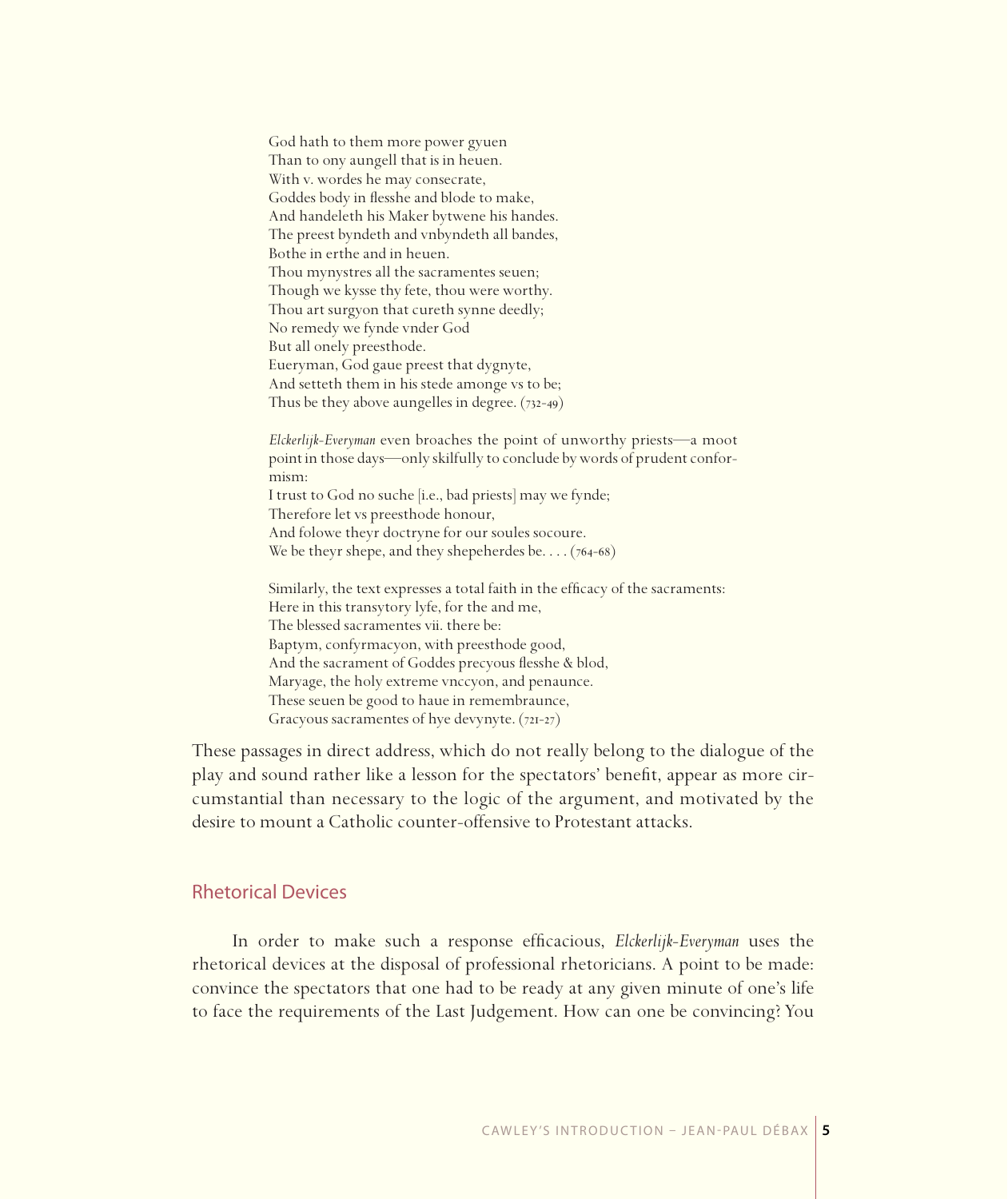> God hath to them more power gyuen  
> Than to ony aungell that is in heuen.  
> With v. wordes he may consecrate,  
> Goddes body in flesshe and blode to make,  
> And handeleth his Maker bytwene his handes.  
> The preest byndeth and vnbyndeth all bandes,  
> Bothe in erthe and in heuen.  
> Thou mynystres all the sacramentes seuen;  
> Though we kysse thy fete, thou were worthy.  
> Thou art surgyon that cureth synne deedly;  
> No remedy we fynde vnder God  
> But all onely preesthode.  
> Eueryman, God gaue preest that dygnyte,  
> And setteth them in his stede amonge vs to be;  
> Thus be they above aungelles in degree. (732-49)

> *Elckerlijk-Everyman* even broaches the point of unworthy priests—a moot point in those days—only skilfully to conclude by words of prudent conformism:  
> I trust to God no suche [i.e., bad priests] may we fynde;  
> Therefore let vs preesthode honour,  
> And folowe theyr doctryne for our soules socoure.  
> We be theyr shepe, and they shepeherdes be. . . . (764-68)

> Similarly, the text expresses a total faith in the efficacy of the sacraments:  
> Here in this transytory lyfe, for the and me,  
> The blessed sacramentes vii. there be:  
> Baptym, confyrmacyon, with preesthode good,  
> And the sacrament of Goddes precyous flesshe & blod,  
> Maryage, the holy extreme vnccyon, and penaunce.  
> These seuen be good to haue in remembraunce,  
> Gracyous sacramentes of hye devynyte. (721-27)

These passages in direct address, which do not really belong to the dialogue of the play and sound rather like a lesson for the spectators' benefit, appear as more circumstantial than necessary to the logic of the argument, and motivated by the desire to mount a Catholic counter-offensive to Protestant attacks.

## Rhetorical Devices

In order to make such a response efficacious, *Elckerlijk-Everyman* uses the rhetorical devices at the disposal of professional rhetoricians. A point to be made: convince the spectators that one had to be ready at any given minute of one's life to face the requirements of the Last Judgement. How can one be convincing? You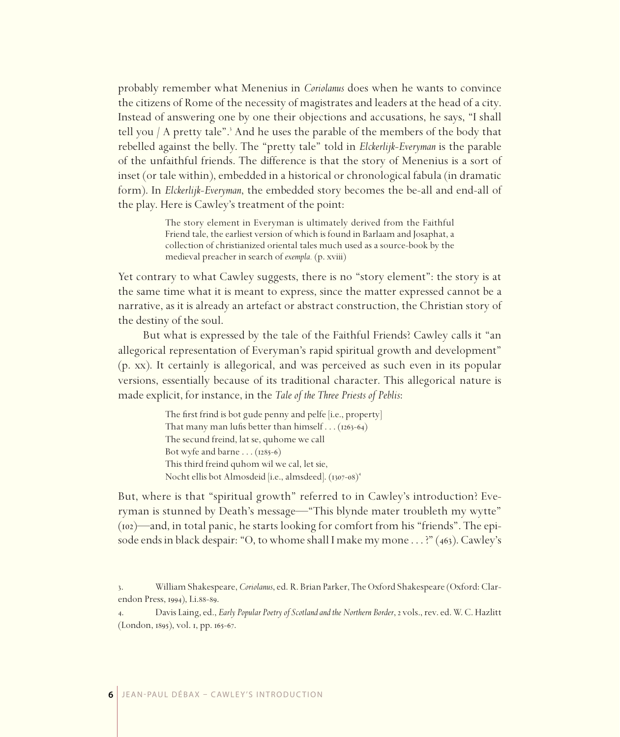probably remember what Menenius in *Coriolanus* does when he wants to convince the citizens of Rome of the necessity of magistrates and leaders at the head of a city. Instead of answering one by one their objections and accusations, he says, "I shall tell you / A pretty tale".[3] And he uses the parable of the members of the body that rebelled against the belly. The "pretty tale" told in *Elckerlijk-Everyman* is the parable of the unfaithful friends. The difference is that the story of Menenius is a sort of inset (or tale within), embedded in a historical or chronological fabula (in dramatic form). In *Elckerlijk-Everyman*, the embedded story becomes the be-all and end-all of the play. Here is Cawley's treatment of the point:

> The story element in Everyman is ultimately derived from the Faithful Friend tale, the earliest version of which is found in Barlaam and Josaphat, a collection of christianized oriental tales much used as a source-book by the medieval preacher in search of *exempla.* (p. xviii)

Yet contrary to what Cawley suggests, there is no "story element": the story is at the same time what it is meant to express, since the matter expressed cannot be a narrative, as it is already an artefact or abstract construction, the Christian story of the destiny of the soul.

But what is expressed by the tale of the Faithful Friends? Cawley calls it "an allegorical representation of Everyman's rapid spiritual growth and development" (p. xx). It certainly is allegorical, and was perceived as such even in its popular versions, essentially because of its traditional character. This allegorical nature is made explicit, for instance, in the *Tale of the Three Priests of Peblis*:

> The first frind is bot gude penny and pelfe [i.e., property]
> That many man lufis better than himself . . . (1263-64)
> The secund freind, lat se, quhome we call
> Bot wyfe and barne . . . (1285-6)
> This third freind quhom wil we cal, let sie,
> Nocht ellis bot Almosdeid [i.e., almsdeed]. (1307-08)[4]

But, where is that "spiritual growth" referred to in Cawley's introduction? Everyman is stunned by Death's message—"This blynde mater troubleth my wytte" (102)—and, in total panic, he starts looking for comfort from his "friends". The episode ends in black despair: "O, to whome shall I make my mone . . . ?" (463). Cawley's

3. William Shakespeare, *Coriolanus*, ed. R. Brian Parker, The Oxford Shakespeare (Oxford: Clarendon Press, 1994), I.i.88-89.

4. Davis Laing, ed., *Early Popular Poetry of Scotland and the Northern Border*, 2 vols., rev. ed. W. C. Hazlitt (London, 1895), vol. 1, pp. 165-67.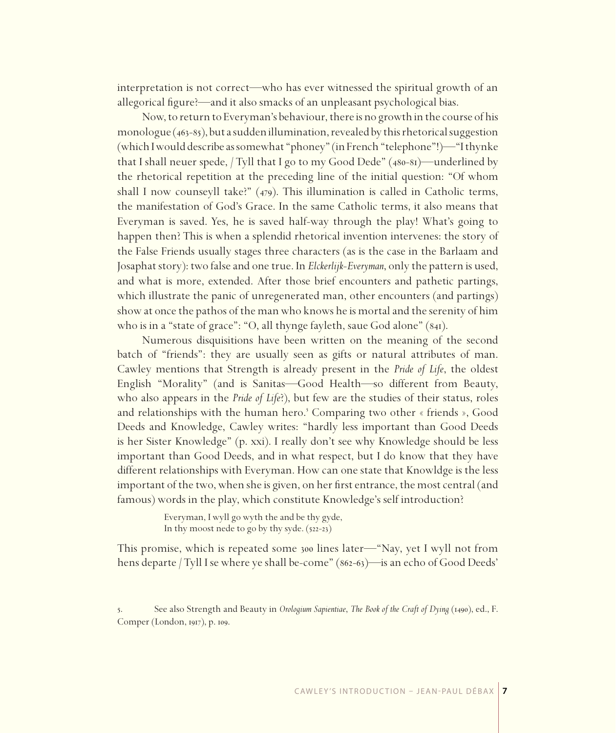interpretation is not correct—who has ever witnessed the spiritual growth of an allegorical figure?—and it also smacks of an unpleasant psychological bias.

Now, to return to Everyman's behaviour, there is no growth in the course of his monologue (463-85), but a sudden illumination, revealed by this rhetorical suggestion (which I would describe as somewhat "phoney" (in French "telephone"!)—"I thynke that I shall neuer spede, / Tyll that I go to my Good Dede" (480-81)—underlined by the rhetorical repetition at the preceding line of the initial question: "Of whom shall I now counseyll take?" (479). This illumination is called in Catholic terms, the manifestation of God's Grace. In the same Catholic terms, it also means that Everyman is saved. Yes, he is saved half-way through the play! What's going to happen then? This is when a splendid rhetorical invention intervenes: the story of the False Friends usually stages three characters (as is the case in the Barlaam and Josaphat story): two false and one true. In *Elckerlijk-Everyman*, only the pattern is used, and what is more, extended. After those brief encounters and pathetic partings, which illustrate the panic of unregenerated man, other encounters (and partings) show at once the pathos of the man who knows he is mortal and the serenity of him who is in a "state of grace": "O, all thynge fayleth, saue God alone" (841).

Numerous disquisitions have been written on the meaning of the second batch of "friends": they are usually seen as gifts or natural attributes of man. Cawley mentions that Strength is already present in the *Pride of Life*, the oldest English "Morality" (and is Sanitas—Good Health—so different from Beauty, who also appears in the *Pride of Life*?), but few are the studies of their status, roles and relationships with the human hero.[5] Comparing two other « friends », Good Deeds and Knowledge, Cawley writes: "hardly less important than Good Deeds is her Sister Knowledge" (p. xxi). I really don't see why Knowledge should be less important than Good Deeds, and in what respect, but I do know that they have different relationships with Everyman. How can one state that Knowldge is the less important of the two, when she is given, on her first entrance, the most central (and famous) words in the play, which constitute Knowledge's self introduction?

> Everyman, I wyll go wyth the and be thy gyde,
> In thy moost nede to go by thy syde. (522-23)

This promise, which is repeated some 300 lines later—"Nay, yet I wyll not from hens departe / Tyll I se where ye shall be-come" (862-63)—is an echo of Good Deeds'

5. See also Strength and Beauty in *Orologium Sapientiae*, *The Book of the Craft of Dying* (1490), ed., F. Comper (London, 1917), p. 109.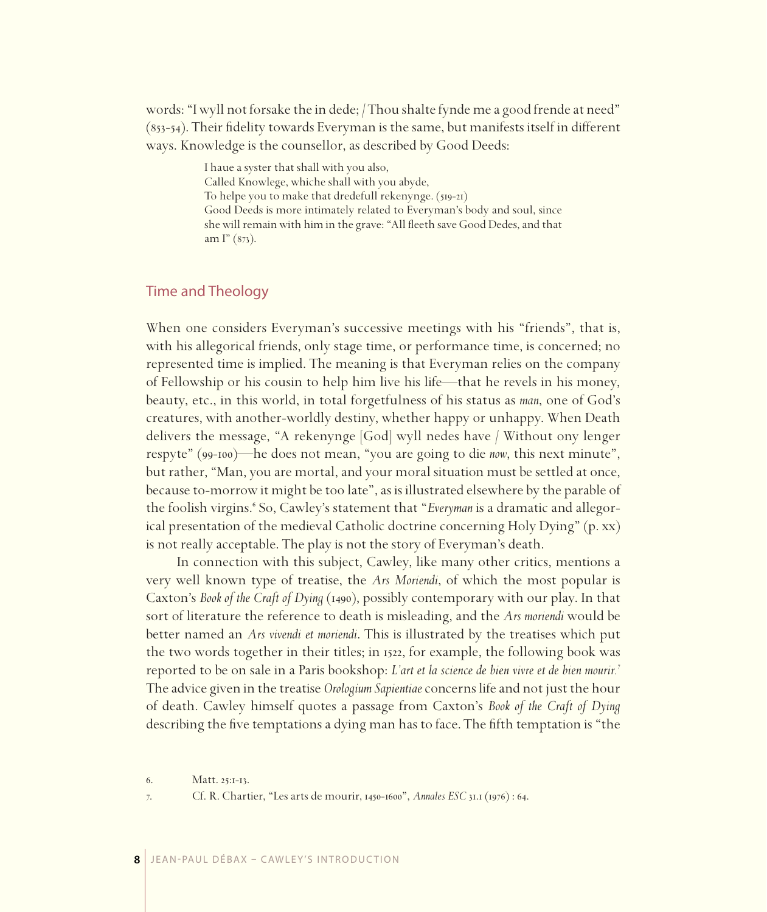words: "I wyll not forsake the in dede; / Thou shalte fynde me a good frende at need" (853-54). Their fidelity towards Everyman is the same, but manifests itself in different ways. Knowledge is the counsellor, as described by Good Deeds:

> I haue a syster that shall with you also,
> Called Knowlege, whiche shall with you abyde,
> To helpe you to make that dredefull rekenynge. (519-21)
> Good Deeds is more intimately related to Everyman's body and soul, since she will remain with him in the grave: "All fleeth save Good Dedes, and that am I" (873).

## Time and Theology

When one considers Everyman's successive meetings with his "friends", that is, with his allegorical friends, only stage time, or performance time, is concerned; no represented time is implied. The meaning is that Everyman relies on the company of Fellowship or his cousin to help him live his life—that he revels in his money, beauty, etc., in this world, in total forgetfulness of his status as *man*, one of God's creatures, with another-worldly destiny, whether happy or unhappy. When Death delivers the message, "A rekenynge [God] wyll nedes have / Without ony lenger respyte" (99-100)—he does not mean, "you are going to die *now*, this next minute", but rather, "Man, you are mortal, and your moral situation must be settled at once, because to-morrow it might be too late", as is illustrated elsewhere by the parable of the foolish virgins.[6] So, Cawley's statement that "*Everyman* is a dramatic and allegorical presentation of the medieval Catholic doctrine concerning Holy Dying" (p. xx) is not really acceptable. The play is not the story of Everyman's death.

In connection with this subject, Cawley, like many other critics, mentions a very well known type of treatise, the *Ars Moriendi*, of which the most popular is Caxton's *Book of the Craft of Dying* (1490), possibly contemporary with our play. In that sort of literature the reference to death is misleading, and the *Ars moriendi* would be better named an *Ars vivendi et moriendi*. This is illustrated by the treatises which put the two words together in their titles; in 1522, for example, the following book was reported to be on sale in a Paris bookshop: *L'art et la science de bien vivre et de bien mourir.*[7] The advice given in the treatise *Orologium Sapientiae* concerns life and not just the hour of death. Cawley himself quotes a passage from Caxton's *Book of the Craft of Dying* describing the five temptations a dying man has to face. The fifth temptation is "the

6. Matt. 25:1-13.

7. Cf. R. Chartier, "Les arts de mourir, 1450-1600", *Annales ESC* 31.1 (1976) : 64.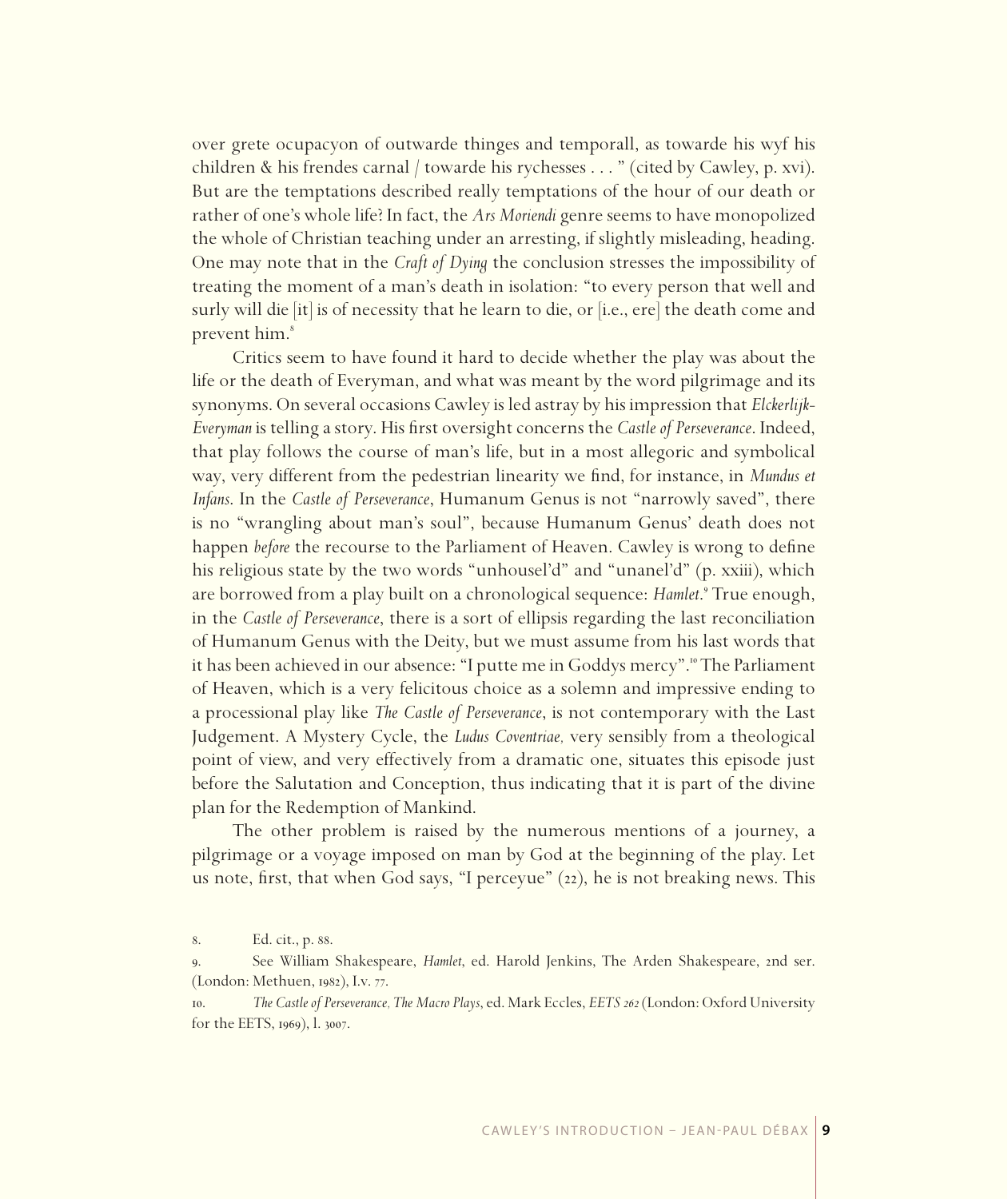over grete ocupacyon of outwarde thinges and temporall, as towarde his wyf his children & his frendes carnal / towarde his rychesses . . . " (cited by Cawley, p. xvi). But are the temptations described really temptations of the hour of our death or rather of one's whole life? In fact, the *Ars Moriendi* genre seems to have monopolized the whole of Christian teaching under an arresting, if slightly misleading, heading. One may note that in the *Craft of Dying* the conclusion stresses the impossibility of treating the moment of a man's death in isolation: "to every person that well and surly will die [it] is of necessity that he learn to die, or [i.e., ere] the death come and prevent him.[8]

Critics seem to have found it hard to decide whether the play was about the life or the death of Everyman, and what was meant by the word pilgrimage and its synonyms. On several occasions Cawley is led astray by his impression that *Elckerlijk-Everyman* is telling a story. His first oversight concerns the *Castle of Perseverance*. Indeed, that play follows the course of man's life, but in a most allegoric and symbolical way, very different from the pedestrian linearity we find, for instance, in *Mundus et Infans*. In the *Castle of Perseverance*, Humanum Genus is not "narrowly saved", there is no "wrangling about man's soul", because Humanum Genus' death does not happen *before* the recourse to the Parliament of Heaven. Cawley is wrong to define his religious state by the two words "unhousel'd" and "unanel'd" (p. xxiii), which are borrowed from a play built on a chronological sequence: *Hamlet*.[9] True enough, in the *Castle of Perseverance*, there is a sort of ellipsis regarding the last reconciliation of Humanum Genus with the Deity, but we must assume from his last words that it has been achieved in our absence: "I putte me in Goddys mercy".[10] The Parliament of Heaven, which is a very felicitous choice as a solemn and impressive ending to a processional play like *The Castle of Perseverance*, is not contemporary with the Last Judgement. A Mystery Cycle, the *Ludus Coventriae,* very sensibly from a theological point of view, and very effectively from a dramatic one, situates this episode just before the Salutation and Conception, thus indicating that it is part of the divine plan for the Redemption of Mankind.

The other problem is raised by the numerous mentions of a journey, a pilgrimage or a voyage imposed on man by God at the beginning of the play. Let us note, first, that when God says, "I perceyue" (22), he is not breaking news. This

8. Ed. cit., p. 88.

9. See William Shakespeare, *Hamlet*, ed. Harold Jenkins, The Arden Shakespeare, 2nd ser. (London: Methuen, 1982), I.v. 77.

10. *The Castle of Perseverance, The Macro Plays*, ed. Mark Eccles, *EETS 262* (London: Oxford University for the EETS, 1969), l. 3007.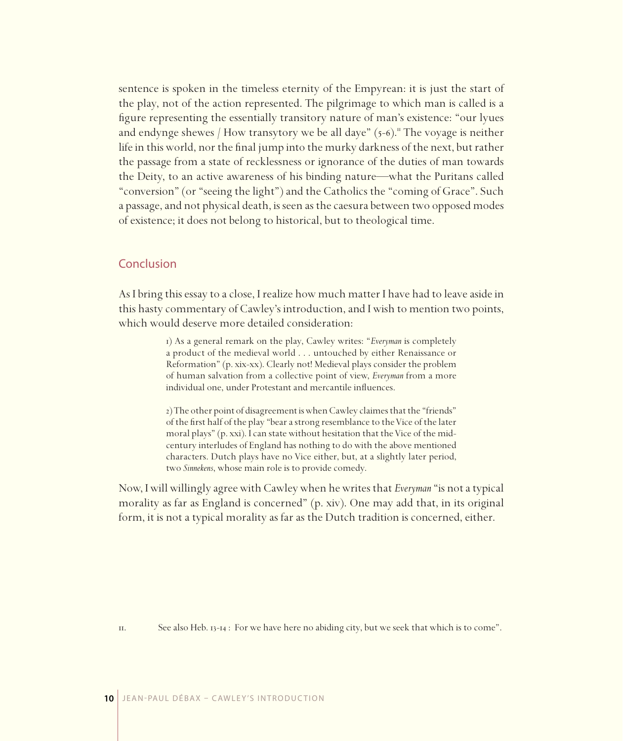sentence is spoken in the timeless eternity of the Empyrean: it is just the start of the play, not of the action represented. The pilgrimage to which man is called is a figure representing the essentially transitory nature of man's existence: "our lyues and endynge shewes / How transytory we be all daye" (5-6).[11] The voyage is neither life in this world, nor the final jump into the murky darkness of the next, but rather the passage from a state of recklessness or ignorance of the duties of man towards the Deity, to an active awareness of his binding nature—what the Puritans called "conversion" (or "seeing the light") and the Catholics the "coming of Grace". Such a passage, and not physical death, is seen as the caesura between two opposed modes of existence; it does not belong to historical, but to theological time.

## Conclusion

As I bring this essay to a close, I realize how much matter I have had to leave aside in this hasty commentary of Cawley's introduction, and I wish to mention two points, which would deserve more detailed consideration:

> 1) As a general remark on the play, Cawley writes: "*Everyman* is completely a product of the medieval world . . . untouched by either Renaissance or Reformation" (p. xix-xx). Clearly not! Medieval plays consider the problem of human salvation from a collective point of view, *Everyman* from a more individual one, under Protestant and mercantile influences.
>
> 2) The other point of disagreement is when Cawley claimes that the "friends" of the first half of the play "bear a strong resemblance to the Vice of the later moral plays" (p. xxi). I can state without hesitation that the Vice of the mid-century interludes of England has nothing to do with the above mentioned characters. Dutch plays have no Vice either, but, at a slightly later period, two *Sinnekens*, whose main role is to provide comedy.

Now, I will willingly agree with Cawley when he writes that *Everyman* "is not a typical morality as far as England is concerned" (p. xiv). One may add that, in its original form, it is not a typical morality as far as the Dutch tradition is concerned, either.

11. See also Heb. 13-14 : For we have here no abiding city, but we seek that which is to come".